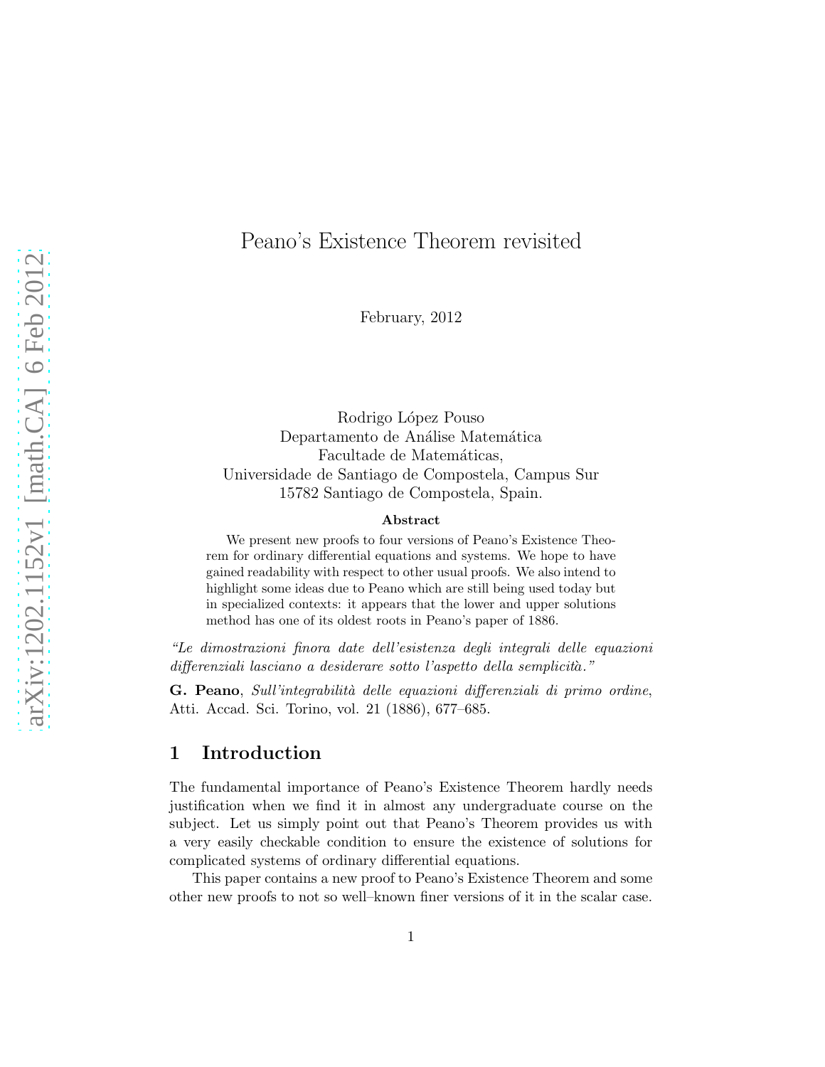# Peano's Existence Theorem revisited

February, 2012

Rodrigo López Pouso
Departamento de Análise Matemática
Facultade de Matemáticas,
Universidade de Santiago de Compostela, Campus Sur
15782 Santiago de Compostela, Spain.

### Abstract

We present new proofs to four versions of Peano's Existence Theorem for ordinary differential equations and systems. We hope to have gained readability with respect to other usual proofs. We also intend to highlight some ideas due to Peano which are still being used today but in specialized contexts: it appears that the lower and upper solutions method has one of its oldest roots in Peano's paper of 1886.

*"Le dimostrazioni finora date dell'esistenza degli integrali delle equazioni differenziali lasciano a desiderare sotto l'aspetto della semplicità."*

**G. Peano**, *Sull'integrabilità delle equazioni differenziali di primo ordine*, Atti. Accad. Sci. Torino, vol. 21 (1886), 677–685.

## 1 Introduction

The fundamental importance of Peano's Existence Theorem hardly needs justification when we find it in almost any undergraduate course on the subject. Let us simply point out that Peano's Theorem provides us with a very easily checkable condition to ensure the existence of solutions for complicated systems of ordinary differential equations.

This paper contains a new proof to Peano's Existence Theorem and some other new proofs to not so well–known finer versions of it in the scalar case.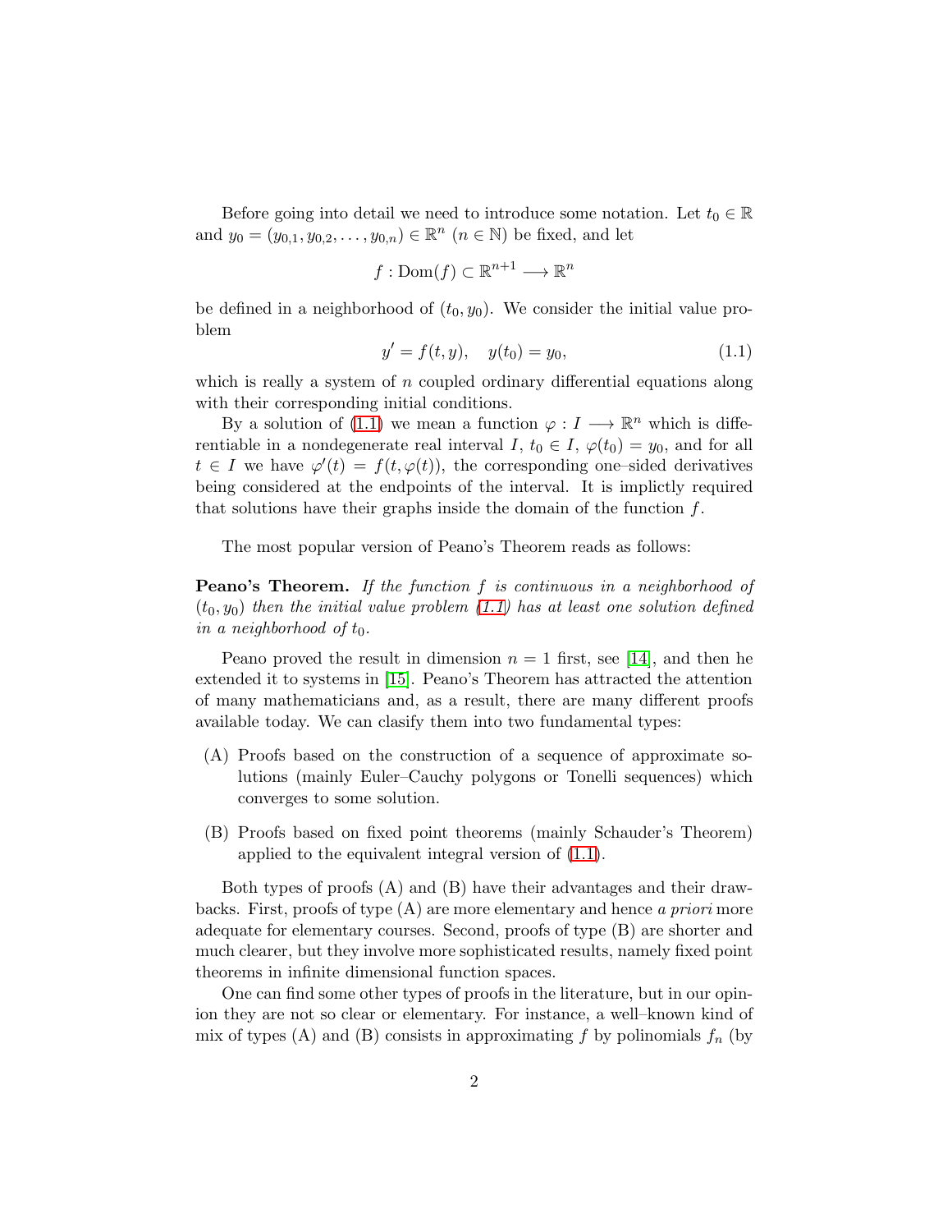Before going into detail we need to introduce some notation. Let $t_0 \in \mathbb{R}$ and $y_0 = (y_{0,1}, y_{0,2}, \dots, y_{0,n}) \in \mathbb{R}^n$ ($n \in \mathbb{N}$) be fixed, and let

$$f : \mathrm{Dom}(f) \subset \mathbb{R}^{n+1} \longrightarrow \mathbb{R}^n$$

be defined in a neighborhood of $(t_0, y_0)$. We consider the initial value problem

$$y' = f(t, y), \quad y(t_0) = y_0, \tag{1.1}$$

which is really a system of $n$ coupled ordinary differential equations along with their corresponding initial conditions.

By a solution of (1.1) we mean a function $\varphi : I \longrightarrow \mathbb{R}^n$ which is differentiable in a nondegenerate real interval $I$, $t_0 \in I$, $\varphi(t_0) = y_0$, and for all $t \in I$ we have $\varphi'(t) = f(t, \varphi(t))$, the corresponding one–sided derivatives being considered at the endpoints of the interval. It is implictly required that solutions have their graphs inside the domain of the function $f$.

The most popular version of Peano's Theorem reads as follows:

**Peano's Theorem.** *If the function $f$ is continuous in a neighborhood of $(t_0, y_0)$ then the initial value problem (1.1) has at least one solution defined in a neighborhood of $t_0$.*

Peano proved the result in dimension $n = 1$ first, see [14], and then he extended it to systems in [15]. Peano's Theorem has attracted the attention of many mathematicians and, as a result, there are many different proofs available today. We can clasify them into two fundamental types:

(A) Proofs based on the construction of a sequence of approximate solutions (mainly Euler–Cauchy polygons or Tonelli sequences) which converges to some solution.

(B) Proofs based on fixed point theorems (mainly Schauder's Theorem) applied to the equivalent integral version of (1.1).

Both types of proofs (A) and (B) have their advantages and their drawbacks. First, proofs of type (A) are more elementary and hence *a priori* more adequate for elementary courses. Second, proofs of type (B) are shorter and much clearer, but they involve more sophisticated results, namely fixed point theorems in infinite dimensional function spaces.

One can find some other types of proofs in the literature, but in our opinion they are not so clear or elementary. For instance, a well–known kind of mix of types (A) and (B) consists in approximating $f$ by polinomials $f_n$ (by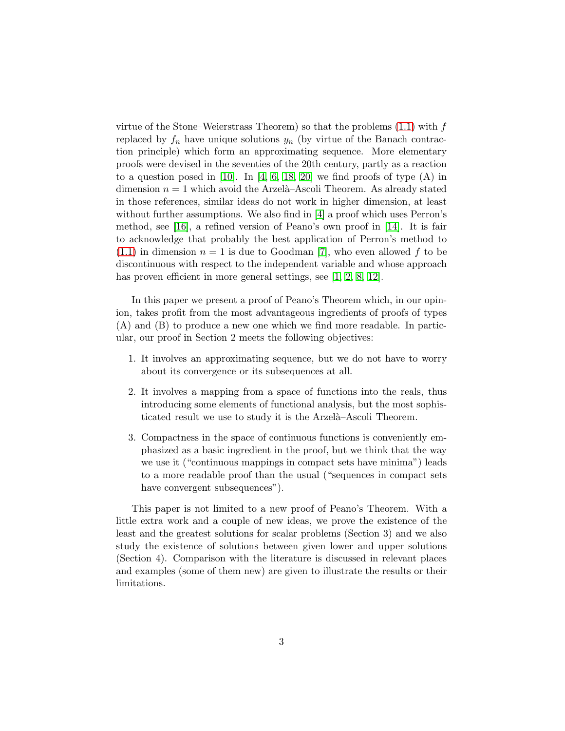virtue of the Stone–Weierstrass Theorem) so that the problems (1.1) with $f$ replaced by $f_n$ have unique solutions $y_n$ (by virtue of the Banach contraction principle) which form an approximating sequence. More elementary proofs were devised in the seventies of the 20th century, partly as a reaction to a question posed in [10]. In [4, 6, 18, 20] we find proofs of type (A) in dimension $n = 1$ which avoid the Arzelà–Ascoli Theorem. As already stated in those references, similar ideas do not work in higher dimension, at least without further assumptions. We also find in [4] a proof which uses Perron's method, see [16], a refined version of Peano's own proof in [14]. It is fair to acknowledge that probably the best application of Perron's method to (1.1) in dimension $n = 1$ is due to Goodman [7], who even allowed $f$ to be discontinuous with respect to the independent variable and whose approach has proven efficient in more general settings, see [1, 2, 8, 12].

In this paper we present a proof of Peano's Theorem which, in our opinion, takes profit from the most advantageous ingredients of proofs of types (A) and (B) to produce a new one which we find more readable. In particular, our proof in Section 2 meets the following objectives:

1. It involves an approximating sequence, but we do not have to worry about its convergence or its subsequences at all.
2. It involves a mapping from a space of functions into the reals, thus introducing some elements of functional analysis, but the most sophisticated result we use to study it is the Arzelà–Ascoli Theorem.
3. Compactness in the space of continuous functions is conveniently emphasized as a basic ingredient in the proof, but we think that the way we use it ("continuous mappings in compact sets have minima") leads to a more readable proof than the usual ("sequences in compact sets have convergent subsequences").

This paper is not limited to a new proof of Peano's Theorem. With a little extra work and a couple of new ideas, we prove the existence of the least and the greatest solutions for scalar problems (Section 3) and we also study the existence of solutions between given lower and upper solutions (Section 4). Comparison with the literature is discussed in relevant places and examples (some of them new) are given to illustrate the results or their limitations.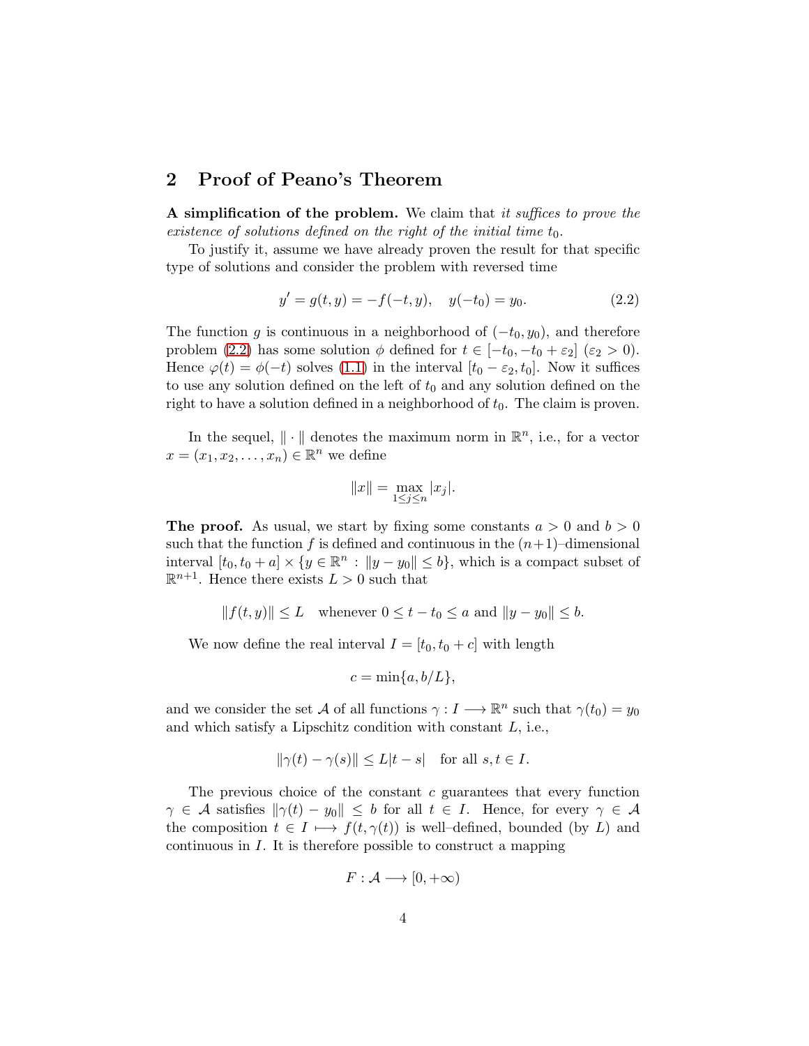## 2 Proof of Peano's Theorem

**A simplification of the problem.** We claim that *it suffices to prove the existence of solutions defined on the right of the initial time* $t_0$.

To justify it, assume we have already proven the result for that specific type of solutions and consider the problem with reversed time

$$y' = g(t, y) = -f(-t, y), \quad y(-t_0) = y_0. \tag{2.2}$$

The function $g$ is continuous in a neighborhood of $(-t_0, y_0)$, and therefore problem (2.2) has some solution $\phi$ defined for $t \in [-t_0, -t_0 + \varepsilon_2]$ ($\varepsilon_2 > 0$). Hence $\varphi(t) = \phi(-t)$ solves (1.1) in the interval $[t_0 - \varepsilon_2, t_0]$. Now it suffices to use any solution defined on the left of $t_0$ and any solution defined on the right to have a solution defined in a neighborhood of $t_0$. The claim is proven.

In the sequel, $\|\cdot\|$ denotes the maximum norm in $\mathbb{R}^n$, i.e., for a vector $x = (x_1, x_2, \ldots, x_n) \in \mathbb{R}^n$ we define

$$\|x\| = \max_{1 \leq j \leq n} |x_j|.$$

**The proof.** As usual, we start by fixing some constants $a > 0$ and $b > 0$ such that the function $f$ is defined and continuous in the $(n+1)$–dimensional interval $[t_0, t_0 + a] \times \{y \in \mathbb{R}^n : \|y - y_0\| \leq b\}$, which is a compact subset of $\mathbb{R}^{n+1}$. Hence there exists $L > 0$ such that

$$\|f(t, y)\| \leq L \quad \text{whenever } 0 \leq t - t_0 \leq a \text{ and } \|y - y_0\| \leq b.$$

We now define the real interval $I = [t_0, t_0 + c]$ with length

$$c = \min\{a, b/L\},$$

and we consider the set $\mathcal{A}$ of all functions $\gamma : I \longrightarrow \mathbb{R}^n$ such that $\gamma(t_0) = y_0$ and which satisfy a Lipschitz condition with constant $L$, i.e.,

$$\|\gamma(t) - \gamma(s)\| \leq L|t - s| \quad \text{for all } s, t \in I.$$

The previous choice of the constant $c$ guarantees that every function $\gamma \in \mathcal{A}$ satisfies $\|\gamma(t) - y_0\| \leq b$ for all $t \in I$. Hence, for every $\gamma \in \mathcal{A}$ the composition $t \in I \longmapsto f(t, \gamma(t))$ is well–defined, bounded (by $L$) and continuous in $I$. It is therefore possible to construct a mapping

$$F : \mathcal{A} \longrightarrow [0, +\infty)$$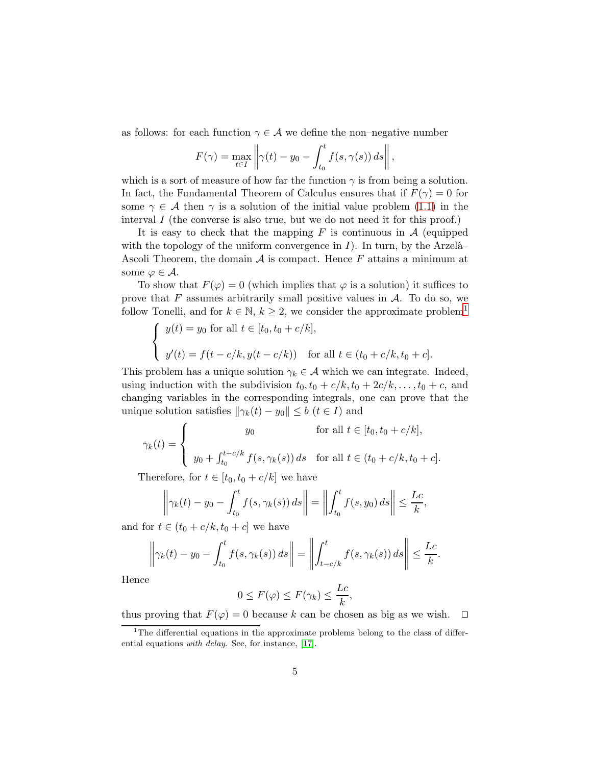as follows: for each function $\gamma \in \mathcal{A}$ we define the non–negative number

$$F(\gamma) = \max_{t \in I} \left\| \gamma(t) - y_0 - \int_{t_0}^{t} f(s, \gamma(s))\, ds \right\|,$$

which is a sort of measure of how far the function $\gamma$ is from being a solution. In fact, the Fundamental Theorem of Calculus ensures that if $F(\gamma) = 0$ for some $\gamma \in \mathcal{A}$ then $\gamma$ is a solution of the initial value problem (1.1) in the interval $I$ (the converse is also true, but we do not need it for this proof.)

It is easy to check that the mapping $F$ is continuous in $\mathcal{A}$ (equipped with the topology of the uniform convergence in $I$). In turn, by the Arzelà–Ascoli Theorem, the domain $\mathcal{A}$ is compact. Hence $F$ attains a minimum at some $\varphi \in \mathcal{A}$.

To show that $F(\varphi) = 0$ (which implies that $\varphi$ is a solution) it suffices to prove that $F$ assumes arbitrarily small positive values in $\mathcal{A}$. To do so, we follow Tonelli, and for $k \in \mathbb{N}$, $k \geq 2$, we consider the approximate problem[1]

$$\begin{cases} y(t) = y_0 \text{ for all } t \in [t_0, t_0 + c/k], \\ \\ y'(t) = f(t - c/k, y(t - c/k)) \quad \text{for all } t \in (t_0 + c/k, t_0 + c]. \end{cases}$$

This problem has a unique solution $\gamma_k \in \mathcal{A}$ which we can integrate. Indeed, using induction with the subdivision $t_0, t_0 + c/k, t_0 + 2c/k, \ldots, t_0 + c$, and changing variables in the corresponding integrals, one can prove that the unique solution satisfies $\|\gamma_k(t) - y_0\| \leq b$ $(t \in I)$ and

$$\gamma_k(t) = \begin{cases} y_0 & \text{for all } t \in [t_0, t_0 + c/k], \\ \\ y_0 + \int_{t_0}^{t - c/k} f(s, \gamma_k(s))\, ds & \text{for all } t \in (t_0 + c/k, t_0 + c]. \end{cases}$$

Therefore, for $t \in [t_0, t_0 + c/k]$ we have

$$\left\| \gamma_k(t) - y_0 - \int_{t_0}^{t} f(s, \gamma_k(s))\, ds \right\| = \left\| \int_{t_0}^{t} f(s, y_0)\, ds \right\| \leq \frac{Lc}{k},$$

and for $t \in (t_0 + c/k, t_0 + c]$ we have

$$\left\| \gamma_k(t) - y_0 - \int_{t_0}^{t} f(s, \gamma_k(s))\, ds \right\| = \left\| \int_{t - c/k}^{t} f(s, \gamma_k(s))\, ds \right\| \leq \frac{Lc}{k}.$$

Hence

$$0 \leq F(\varphi) \leq F(\gamma_k) \leq \frac{Lc}{k},$$

thus proving that $F(\varphi) = 0$ because $k$ can be chosen as big as we wish. $\square$

[1] The differential equations in the approximate problems belong to the class of differential equations *with delay*. See, for instance, [17].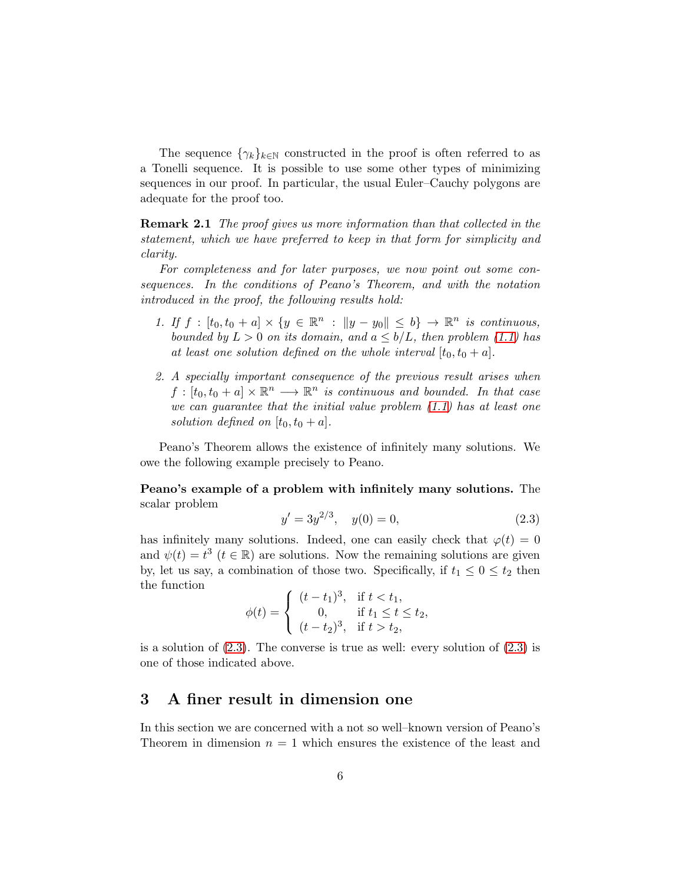The sequence $\{\gamma_k\}_{k\in\mathbb{N}}$ constructed in the proof is often referred to as a Tonelli sequence. It is possible to use some other types of minimizing sequences in our proof. In particular, the usual Euler–Cauchy polygons are adequate for the proof too.

**Remark 2.1** *The proof gives us more information than that collected in the statement, which we have preferred to keep in that form for simplicity and clarity.*

*For completeness and for later purposes, we now point out some consequences. In the conditions of Peano's Theorem, and with the notation introduced in the proof, the following results hold:*

1. *If $f : [t_0, t_0 + a] \times \{y \in \mathbb{R}^n : \|y - y_0\| \leq b\} \to \mathbb{R}^n$ is continuous, bounded by $L > 0$ on its domain, and $a \leq b/L$, then problem (1.1) has at least one solution defined on the whole interval $[t_0, t_0 + a]$.*
2. *A specially important consequence of the previous result arises when $f : [t_0, t_0 + a] \times \mathbb{R}^n \longrightarrow \mathbb{R}^n$ is continuous and bounded. In that case we can guarantee that the initial value problem (1.1) has at least one solution defined on $[t_0, t_0 + a]$.*

Peano's Theorem allows the existence of infinitely many solutions. We owe the following example precisely to Peano.

**Peano's example of a problem with infinitely many solutions.** The scalar problem

$$y' = 3y^{2/3}, \quad y(0) = 0, \tag{2.3}$$

has infinitely many solutions. Indeed, one can easily check that $\varphi(t) = 0$ and $\psi(t) = t^3$ ($t \in \mathbb{R}$) are solutions. Now the remaining solutions are given by, let us say, a combination of those two. Specifically, if $t_1 \leq 0 \leq t_2$ then the function

$$\phi(t) = \begin{cases} (t - t_1)^3, & \text{if } t < t_1, \\ 0, & \text{if } t_1 \leq t \leq t_2, \\ (t - t_2)^3, & \text{if } t > t_2, \end{cases}$$

is a solution of (2.3). The converse is true as well: every solution of (2.3) is one of those indicated above.

## 3 A finer result in dimension one

In this section we are concerned with a not so well–known version of Peano's Theorem in dimension $n = 1$ which ensures the existence of the least and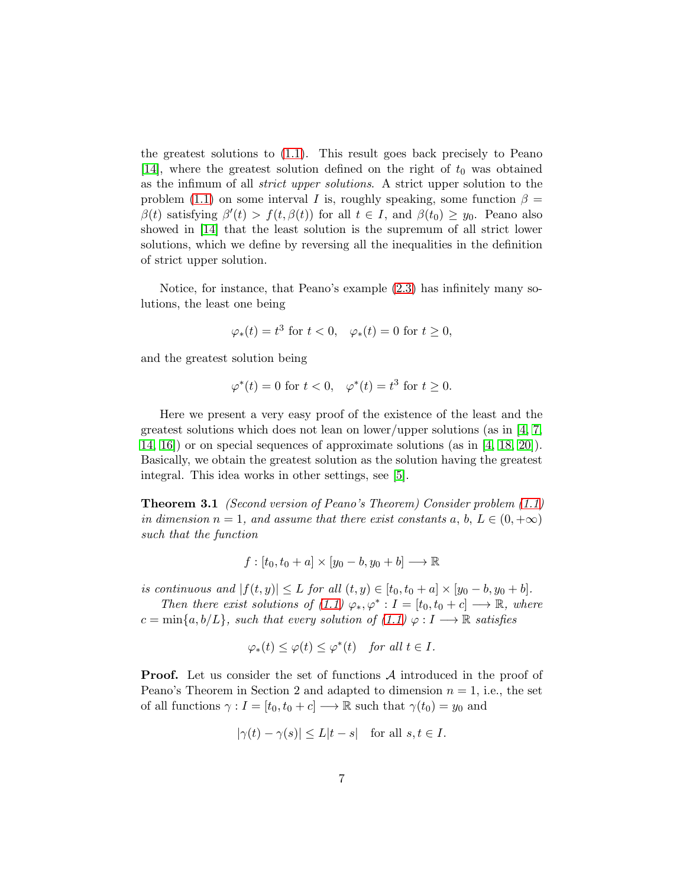the greatest solutions to (1.1). This result goes back precisely to Peano [14], where the greatest solution defined on the right of $t_0$ was obtained as the infimum of all *strict upper solutions*. A strict upper solution to the problem (1.1) on some interval $I$ is, roughly speaking, some function $\beta = \beta(t)$ satisfying $\beta'(t) > f(t, \beta(t))$ for all $t \in I$, and $\beta(t_0) \geq y_0$. Peano also showed in [14] that the least solution is the supremum of all strict lower solutions, which we define by reversing all the inequalities in the definition of strict upper solution.

Notice, for instance, that Peano's example (2.3) has infinitely many solutions, the least one being

$$\varphi_*(t) = t^3 \text{ for } t < 0, \quad \varphi_*(t) = 0 \text{ for } t \geq 0,$$

and the greatest solution being

$$\varphi^*(t) = 0 \text{ for } t < 0, \quad \varphi^*(t) = t^3 \text{ for } t \geq 0.$$

Here we present a very easy proof of the existence of the least and the greatest solutions which does not lean on lower/upper solutions (as in [4, 7, 14, 16]) or on special sequences of approximate solutions (as in [4, 18, 20]). Basically, we obtain the greatest solution as the solution having the greatest integral. This idea works in other settings, see [5].

**Theorem 3.1** *(Second version of Peano's Theorem) Consider problem (1.1) in dimension $n = 1$, and assume that there exist constants $a$, $b$, $L \in (0, +\infty)$ such that the function*

$$f : [t_0, t_0 + a] \times [y_0 - b, y_0 + b] \longrightarrow \mathbb{R}$$

*is continuous and $|f(t, y)| \leq L$ for all $(t, y) \in [t_0, t_0 + a] \times [y_0 - b, y_0 + b]$.*

*Then there exist solutions of (1.1) $\varphi_*, \varphi^* : I = [t_0, t_0 + c] \longrightarrow \mathbb{R}$, where $c = \min\{a, b/L\}$, such that every solution of (1.1) $\varphi : I \longrightarrow \mathbb{R}$ satisfies*

$$\varphi_*(t) \leq \varphi(t) \leq \varphi^*(t) \quad \textit{for all } t \in I.$$

**Proof.** Let us consider the set of functions $\mathcal{A}$ introduced in the proof of Peano's Theorem in Section 2 and adapted to dimension $n = 1$, i.e., the set of all functions $\gamma : I = [t_0, t_0 + c] \longrightarrow \mathbb{R}$ such that $\gamma(t_0) = y_0$ and

$$|\gamma(t) - \gamma(s)| \leq L|t - s| \quad \text{for all } s, t \in I.$$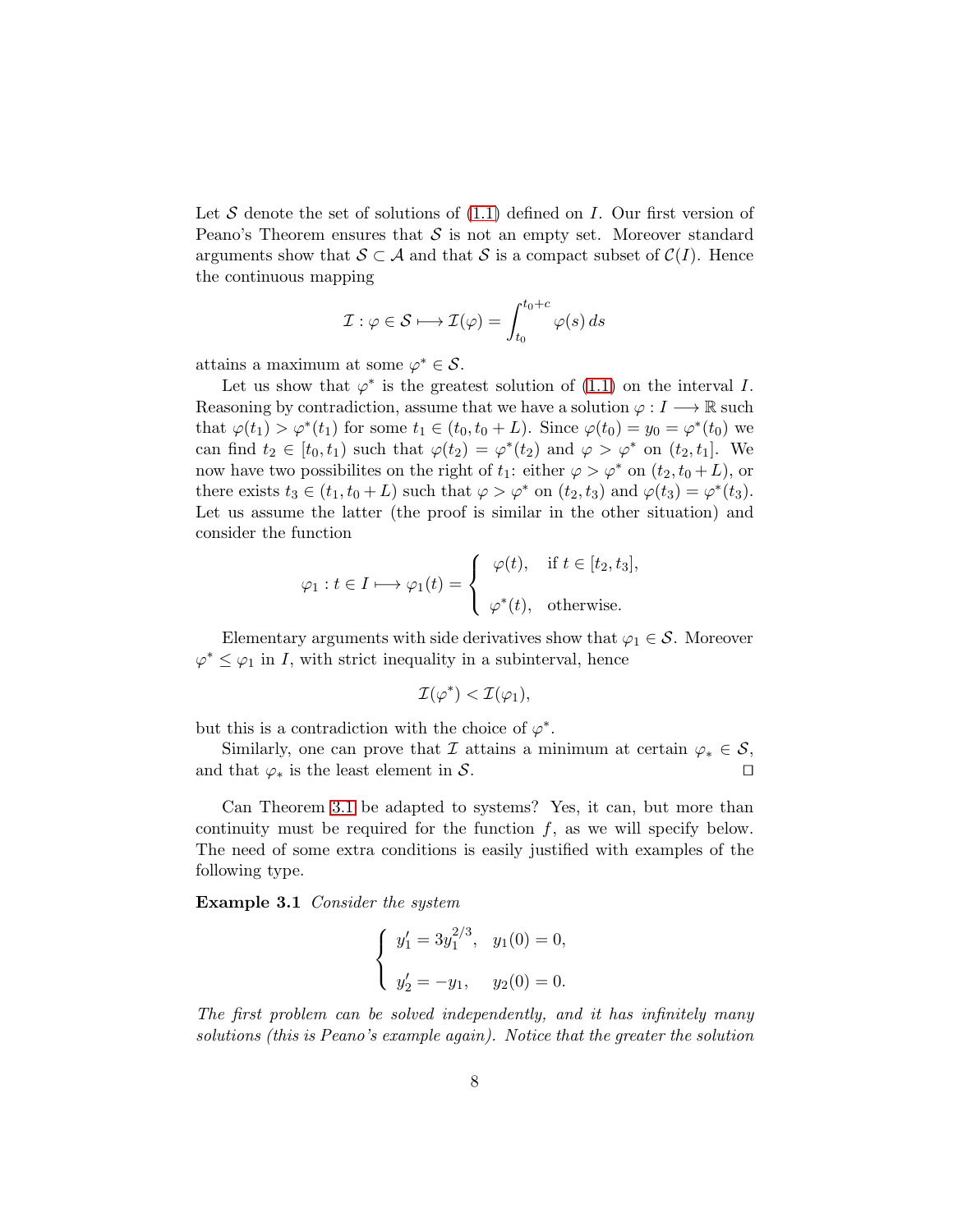Let $\mathcal{S}$ denote the set of solutions of (1.1) defined on $I$. Our first version of Peano's Theorem ensures that $\mathcal{S}$ is not an empty set. Moreover standard arguments show that $\mathcal{S} \subset \mathcal{A}$ and that $\mathcal{S}$ is a compact subset of $\mathcal{C}(I)$. Hence the continuous mapping

$$\mathcal{I} : \varphi \in \mathcal{S} \longmapsto \mathcal{I}(\varphi) = \int_{t_0}^{t_0+c} \varphi(s)\, ds$$

attains a maximum at some $\varphi^* \in \mathcal{S}$.

Let us show that $\varphi^*$ is the greatest solution of (1.1) on the interval $I$. Reasoning by contradiction, assume that we have a solution $\varphi : I \longrightarrow \mathbb{R}$ such that $\varphi(t_1) > \varphi^*(t_1)$ for some $t_1 \in (t_0, t_0 + L)$. Since $\varphi(t_0) = y_0 = \varphi^*(t_0)$ we can find $t_2 \in [t_0, t_1)$ such that $\varphi(t_2) = \varphi^*(t_2)$ and $\varphi > \varphi^*$ on $(t_2, t_1]$. We now have two possibilites on the right of $t_1$: either $\varphi > \varphi^*$ on $(t_2, t_0 + L)$, or there exists $t_3 \in (t_1, t_0 + L)$ such that $\varphi > \varphi^*$ on $(t_2, t_3)$ and $\varphi(t_3) = \varphi^*(t_3)$. Let us assume the latter (the proof is similar in the other situation) and consider the function

$$\varphi_1 : t \in I \longmapsto \varphi_1(t) = \begin{cases} \varphi(t), & \text{if } t \in [t_2, t_3], \\ \varphi^*(t), & \text{otherwise.} \end{cases}$$

Elementary arguments with side derivatives show that $\varphi_1 \in \mathcal{S}$. Moreover $\varphi^* \leq \varphi_1$ in $I$, with strict inequality in a subinterval, hence

$$\mathcal{I}(\varphi^*) < \mathcal{I}(\varphi_1),$$

but this is a contradiction with the choice of $\varphi^*$.

Similarly, one can prove that $\mathcal{I}$ attains a minimum at certain $\varphi_* \in \mathcal{S}$, and that $\varphi_*$ is the least element in $\mathcal{S}$. $\square$

Can Theorem 3.1 be adapted to systems? Yes, it can, but more than continuity must be required for the function $f$, as we will specify below. The need of some extra conditions is easily justified with examples of the following type.

**Example 3.1** *Consider the system*

$$\begin{cases} y_1' = 3y_1^{2/3}, & y_1(0) = 0, \\ y_2' = -y_1, & y_2(0) = 0. \end{cases}$$

*The first problem can be solved independently, and it has infinitely many solutions (this is Peano's example again). Notice that the greater the solution*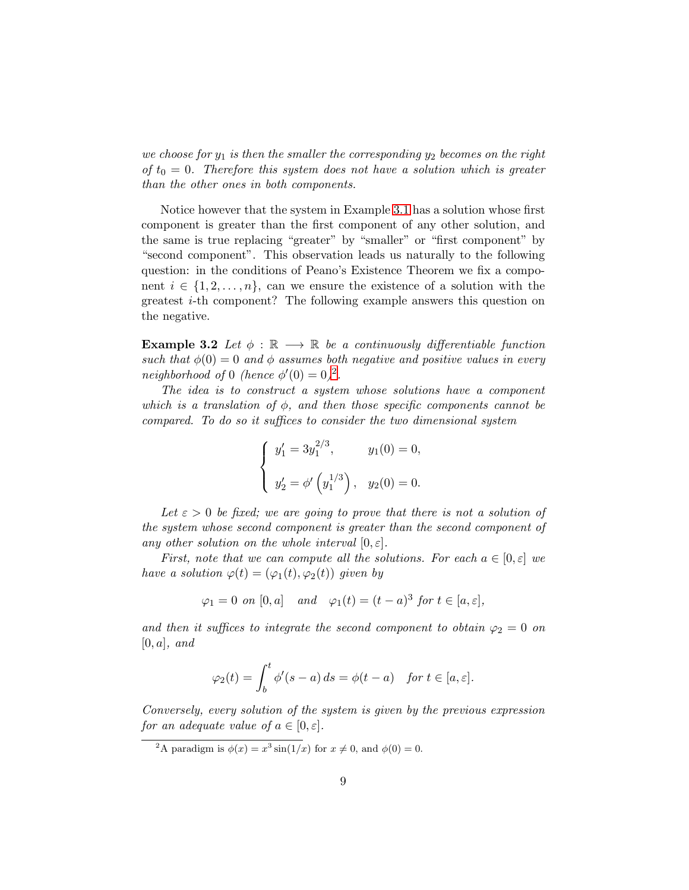*we choose for $y_1$ is then the smaller the corresponding $y_2$ becomes on the right of $t_0 = 0$. Therefore this system does not have a solution which is greater than the other ones in both components.*

Notice however that the system in Example 3.1 has a solution whose first component is greater than the first component of any other solution, and the same is true replacing "greater" by "smaller" or "first component" by "second component". This observation leads us naturally to the following question: in the conditions of Peano's Existence Theorem we fix a component $i \in \{1, 2, \dots, n\}$, can we ensure the existence of a solution with the greatest $i$-th component? The following example answers this question on the negative.

**Example 3.2** *Let $\phi : \mathbb{R} \longrightarrow \mathbb{R}$ be a continuously differentiable function such that $\phi(0) = 0$ and $\phi$ assumes both negative and positive values in every neighborhood of $0$ (hence $\phi'(0) = 0$)*[2].

*The idea is to construct a system whose solutions have a component which is a translation of $\phi$, and then those specific components cannot be compared. To do so it suffices to consider the two dimensional system*

$$\begin{cases} y_1' = 3y_1^{2/3}, & y_1(0) = 0, \\ \\ y_2' = \phi'\left(y_1^{1/3}\right), & y_2(0) = 0. \end{cases}$$

*Let $\varepsilon > 0$ be fixed; we are going to prove that there is not a solution of the system whose second component is greater than the second component of any other solution on the whole interval $[0, \varepsilon]$.*

*First, note that we can compute all the solutions. For each $a \in [0, \varepsilon]$ we have a solution $\varphi(t) = (\varphi_1(t), \varphi_2(t))$ given by*

$$\varphi_1 = 0 \text{ on } [0, a] \quad \text{and} \quad \varphi_1(t) = (t - a)^3 \text{ for } t \in [a, \varepsilon],$$

*and then it suffices to integrate the second component to obtain $\varphi_2 = 0$ on $[0, a]$, and*

$$\varphi_2(t) = \int_b^t \phi'(s - a)\, ds = \phi(t - a) \quad \text{for } t \in [a, \varepsilon].$$

*Conversely, every solution of the system is given by the previous expression for an adequate value of $a \in [0, \varepsilon]$.*

---

[2] A paradigm is $\phi(x) = x^3 \sin(1/x)$ for $x \neq 0$, and $\phi(0) = 0$.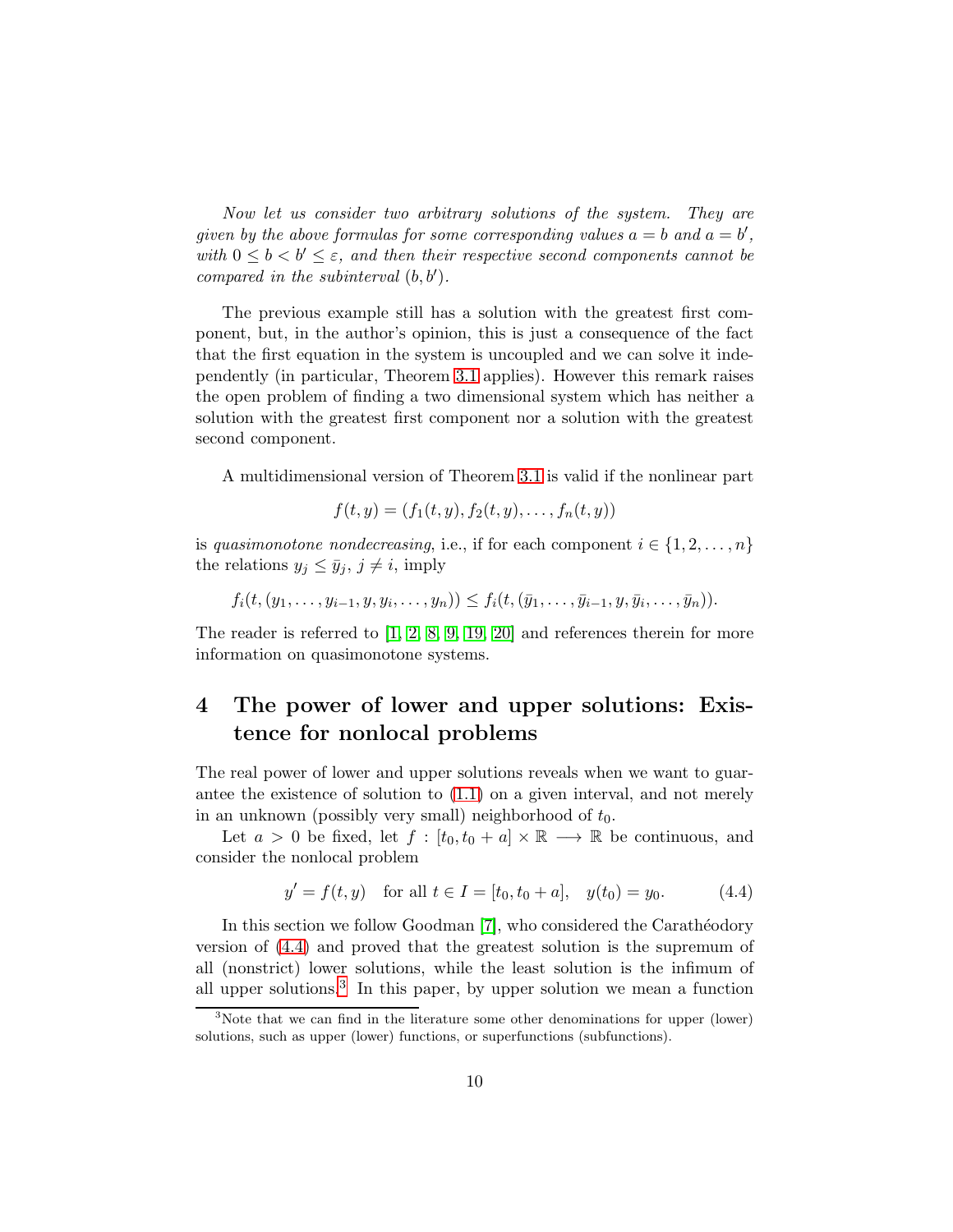*Now let us consider two arbitrary solutions of the system. They are given by the above formulas for some corresponding values $a = b$ and $a = b'$, with $0 \leq b < b' \leq \varepsilon$, and then their respective second components cannot be compared in the subinterval $(b, b')$.*

The previous example still has a solution with the greatest first component, but, in the author's opinion, this is just a consequence of the fact that the first equation in the system is uncoupled and we can solve it independently (in particular, Theorem 3.1 applies). However this remark raises the open problem of finding a two dimensional system which has neither a solution with the greatest first component nor a solution with the greatest second component.

A multidimensional version of Theorem 3.1 is valid if the nonlinear part

$$f(t, y) = (f_1(t, y), f_2(t, y), \dots, f_n(t, y))$$

is *quasimonotone nondecreasing*, i.e., if for each component $i \in \{1, 2, \dots, n\}$ the relations $y_j \leq \bar{y}_j$, $j \neq i$, imply

$$f_i(t, (y_1, \dots, y_{i-1}, y, y_i, \dots, y_n)) \leq f_i(t, (\bar{y}_1, \dots, \bar{y}_{i-1}, y, \bar{y}_i, \dots, \bar{y}_n)).$$

The reader is referred to [1, 2, 8, 9, 19, 20] and references therein for more information on quasimonotone systems.

## 4 The power of lower and upper solutions: Existence for nonlocal problems

The real power of lower and upper solutions reveals when we want to guarantee the existence of solution to (1.1) on a given interval, and not merely in an unknown (possibly very small) neighborhood of $t_0$.

Let $a > 0$ be fixed, let $f : [t_0, t_0 + a] \times \mathbb{R} \longrightarrow \mathbb{R}$ be continuous, and consider the nonlocal problem

$$y' = f(t, y) \quad \text{for all } t \in I = [t_0, t_0 + a], \quad y(t_0) = y_0. \tag{4.4}$$

In this section we follow Goodman [7], who considered the Carathéodory version of (4.4) and proved that the greatest solution is the supremum of all (nonstrict) lower solutions, while the least solution is the infimum of all upper solutions.[3] In this paper, by upper solution we mean a function

[3] Note that we can find in the literature some other denominations for upper (lower) solutions, such as upper (lower) functions, or superfunctions (subfunctions).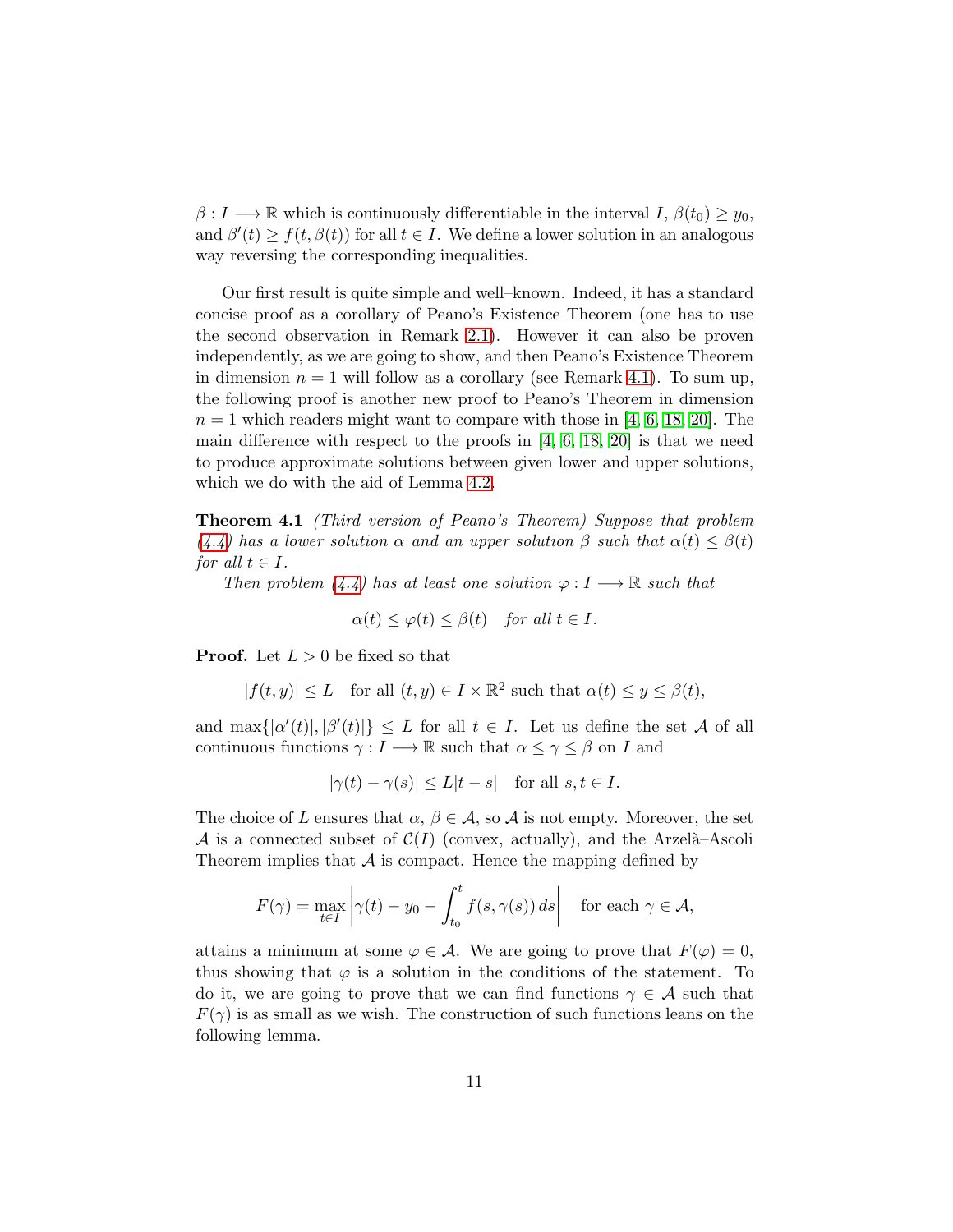$\beta : I \longrightarrow \mathbb{R}$ which is continuously differentiable in the interval $I$, $\beta(t_0) \geq y_0$, and $\beta'(t) \geq f(t, \beta(t))$ for all $t \in I$. We define a lower solution in an analogous way reversing the corresponding inequalities.

Our first result is quite simple and well–known. Indeed, it has a standard concise proof as a corollary of Peano's Existence Theorem (one has to use the second observation in Remark 2.1). However it can also be proven independently, as we are going to show, and then Peano's Existence Theorem in dimension $n = 1$ will follow as a corollary (see Remark 4.1). To sum up, the following proof is another new proof to Peano's Theorem in dimension $n = 1$ which readers might want to compare with those in [4, 6, 18, 20]. The main difference with respect to the proofs in [4, 6, 18, 20] is that we need to produce approximate solutions between given lower and upper solutions, which we do with the aid of Lemma 4.2.

**Theorem 4.1** *(Third version of Peano's Theorem) Suppose that problem (4.4) has a lower solution $\alpha$ and an upper solution $\beta$ such that $\alpha(t) \leq \beta(t)$ for all $t \in I$.*

*Then problem (4.4) has at least one solution $\varphi : I \longrightarrow \mathbb{R}$ such that*

$$\alpha(t) \leq \varphi(t) \leq \beta(t) \quad \textit{for all } t \in I.$$

**Proof.** Let $L > 0$ be fixed so that

$$|f(t, y)| \leq L \quad \text{for all } (t, y) \in I \times \mathbb{R}^2 \text{ such that } \alpha(t) \leq y \leq \beta(t),$$

and $\max\{|\alpha'(t)|, |\beta'(t)|\} \leq L$ for all $t \in I$. Let us define the set $\mathcal{A}$ of all continuous functions $\gamma : I \longrightarrow \mathbb{R}$ such that $\alpha \leq \gamma \leq \beta$ on $I$ and

$$|\gamma(t) - \gamma(s)| \leq L|t - s| \quad \text{for all } s, t \in I.$$

The choice of $L$ ensures that $\alpha, \beta \in \mathcal{A}$, so $\mathcal{A}$ is not empty. Moreover, the set $\mathcal{A}$ is a connected subset of $\mathcal{C}(I)$ (convex, actually), and the Arzelà–Ascoli Theorem implies that $\mathcal{A}$ is compact. Hence the mapping defined by

$$F(\gamma) = \max_{t \in I} \left| \gamma(t) - y_0 - \int_{t_0}^{t} f(s, \gamma(s))\, ds \right| \quad \text{for each } \gamma \in \mathcal{A},$$

attains a minimum at some $\varphi \in \mathcal{A}$. We are going to prove that $F(\varphi) = 0$, thus showing that $\varphi$ is a solution in the conditions of the statement. To do it, we are going to prove that we can find functions $\gamma \in \mathcal{A}$ such that $F(\gamma)$ is as small as we wish. The construction of such functions leans on the following lemma.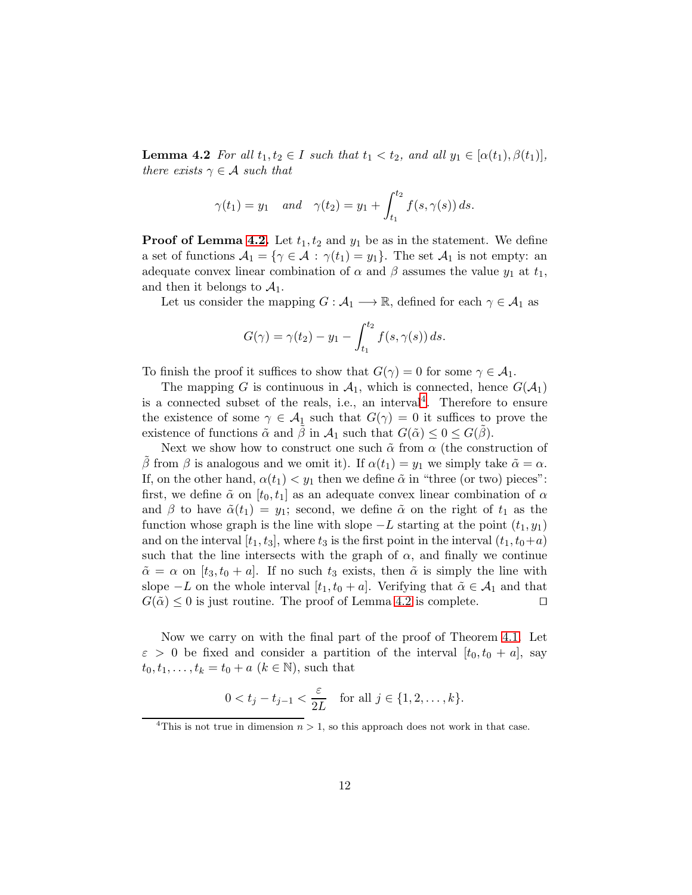**Lemma 4.2** *For all $t_1, t_2 \in I$ such that $t_1 < t_2$, and all $y_1 \in [\alpha(t_1), \beta(t_1)]$, there exists $\gamma \in \mathcal{A}$ such that*

$$\gamma(t_1) = y_1 \quad \text{and} \quad \gamma(t_2) = y_1 + \int_{t_1}^{t_2} f(s, \gamma(s))\, ds.$$

**Proof of Lemma 4.2.** Let $t_1, t_2$ and $y_1$ be as in the statement. We define a set of functions $\mathcal{A}_1 = \{\gamma \in \mathcal{A} : \gamma(t_1) = y_1\}$. The set $\mathcal{A}_1$ is not empty: an adequate convex linear combination of $\alpha$ and $\beta$ assumes the value $y_1$ at $t_1$, and then it belongs to $\mathcal{A}_1$.

Let us consider the mapping $G : \mathcal{A}_1 \longrightarrow \mathbb{R}$, defined for each $\gamma \in \mathcal{A}_1$ as

$$G(\gamma) = \gamma(t_2) - y_1 - \int_{t_1}^{t_2} f(s, \gamma(s))\, ds.$$

To finish the proof it suffices to show that $G(\gamma) = 0$ for some $\gamma \in \mathcal{A}_1$.

The mapping $G$ is continuous in $\mathcal{A}_1$, which is connected, hence $G(\mathcal{A}_1)$ is a connected subset of the reals, i.e., an interval[4]. Therefore to ensure the existence of some $\gamma \in \mathcal{A}_1$ such that $G(\gamma) = 0$ it suffices to prove the existence of functions $\tilde{\alpha}$ and $\tilde{\beta}$ in $\mathcal{A}_1$ such that $G(\tilde{\alpha}) \le 0 \le G(\tilde{\beta})$.

Next we show how to construct one such $\tilde{\alpha}$ from $\alpha$ (the construction of $\tilde{\beta}$ from $\beta$ is analogous and we omit it). If $\alpha(t_1) = y_1$ we simply take $\tilde{\alpha} = \alpha$. If, on the other hand, $\alpha(t_1) < y_1$ then we define $\tilde{\alpha}$ in "three (or two) pieces": first, we define $\tilde{\alpha}$ on $[t_0, t_1]$ as an adequate convex linear combination of $\alpha$ and $\beta$ to have $\tilde{\alpha}(t_1) = y_1$; second, we define $\tilde{\alpha}$ on the right of $t_1$ as the function whose graph is the line with slope $-L$ starting at the point $(t_1, y_1)$ and on the interval $[t_1, t_3]$, where $t_3$ is the first point in the interval $(t_1, t_0 + a)$ such that the line intersects with the graph of $\alpha$, and finally we continue $\tilde{\alpha} = \alpha$ on $[t_3, t_0 + a]$. If no such $t_3$ exists, then $\tilde{\alpha}$ is simply the line with slope $-L$ on the whole interval $[t_1, t_0 + a]$. Verifying that $\tilde{\alpha} \in \mathcal{A}_1$ and that $G(\tilde{\alpha}) \le 0$ is just routine. The proof of Lemma 4.2 is complete. $\square$

Now we carry on with the final part of the proof of Theorem 4.1. Let $\varepsilon > 0$ be fixed and consider a partition of the interval $[t_0, t_0 + a]$, say $t_0, t_1, \dots, t_k = t_0 + a$ $(k \in \mathbb{N})$, such that

$$0 < t_j - t_{j-1} < \frac{\varepsilon}{2L} \quad \text{for all } j \in \{1, 2, \dots, k\}.$$

[4] This is not true in dimension $n > 1$, so this approach does not work in that case.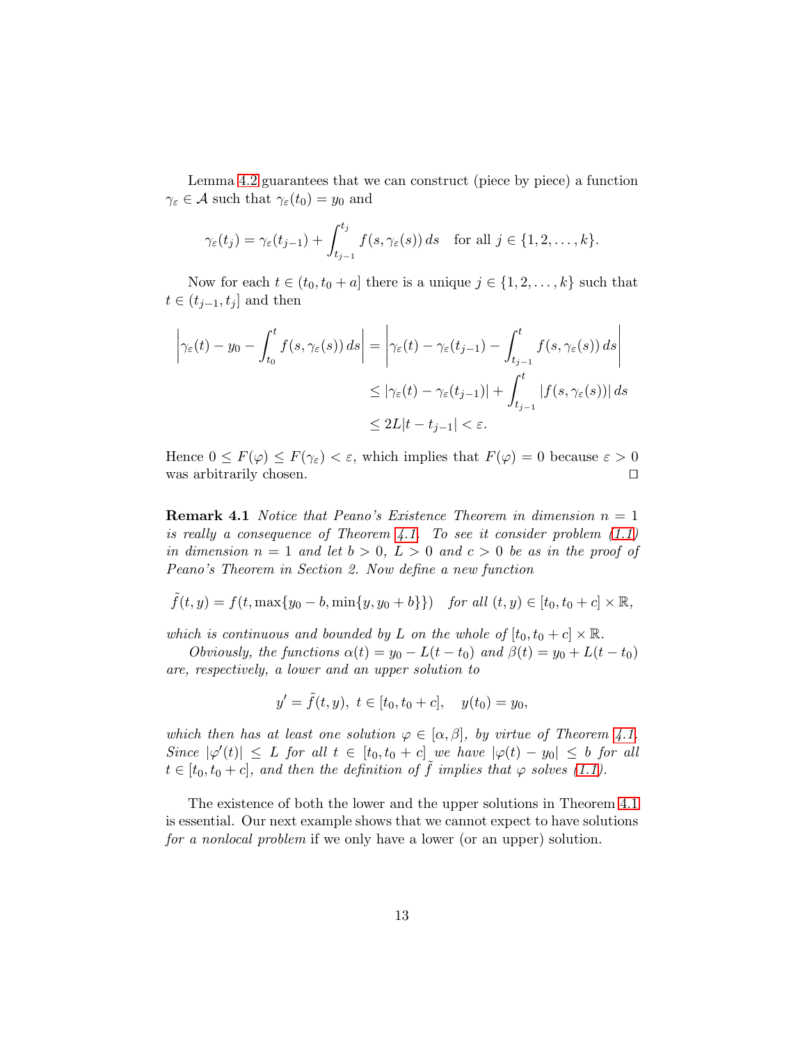Lemma 4.2 guarantees that we can construct (piece by piece) a function $\gamma_\varepsilon \in \mathcal{A}$ such that $\gamma_\varepsilon(t_0) = y_0$ and

$$\gamma_\varepsilon(t_j) = \gamma_\varepsilon(t_{j-1}) + \int_{t_{j-1}}^{t_j} f(s, \gamma_\varepsilon(s))\, ds \quad \text{for all } j \in \{1, 2, \ldots, k\}.$$

Now for each $t \in (t_0, t_0 + a]$ there is a unique $j \in \{1, 2, \ldots, k\}$ such that $t \in (t_{j-1}, t_j]$ and then

$$\begin{aligned}
\left| \gamma_\varepsilon(t) - y_0 - \int_{t_0}^{t} f(s, \gamma_\varepsilon(s))\, ds \right| &= \left| \gamma_\varepsilon(t) - \gamma_\varepsilon(t_{j-1}) - \int_{t_{j-1}}^{t} f(s, \gamma_\varepsilon(s))\, ds \right| \\
&\le |\gamma_\varepsilon(t) - \gamma_\varepsilon(t_{j-1})| + \int_{t_{j-1}}^{t} |f(s, \gamma_\varepsilon(s))|\, ds \\
&\le 2L|t - t_{j-1}| < \varepsilon.
\end{aligned}$$

Hence $0 \le F(\varphi) \le F(\gamma_\varepsilon) < \varepsilon$, which implies that $F(\varphi) = 0$ because $\varepsilon > 0$ was arbitrarily chosen. □

**Remark 4.1** *Notice that Peano's Existence Theorem in dimension $n = 1$ is really a consequence of Theorem 4.1. To see it consider problem (1.1) in dimension $n = 1$ and let $b > 0$, $L > 0$ and $c > 0$ be as in the proof of Peano's Theorem in Section 2. Now define a new function*

$$\tilde{f}(t, y) = f(t, \max\{y_0 - b, \min\{y, y_0 + b\}\}) \quad \textit{for all } (t, y) \in [t_0, t_0 + c] \times \mathbb{R},$$

*which is continuous and bounded by $L$ on the whole of $[t_0, t_0 + c] \times \mathbb{R}$.*

*Obviously, the functions $\alpha(t) = y_0 - L(t - t_0)$ and $\beta(t) = y_0 + L(t - t_0)$ are, respectively, a lower and an upper solution to*

$$y' = \tilde{f}(t, y), \; t \in [t_0, t_0 + c], \quad y(t_0) = y_0,$$

*which then has at least one solution $\varphi \in [\alpha, \beta]$, by virtue of Theorem 4.1. Since $|\varphi'(t)| \le L$ for all $t \in [t_0, t_0 + c]$ we have $|\varphi(t) - y_0| \le b$ for all $t \in [t_0, t_0 + c]$, and then the definition of $\tilde{f}$ implies that $\varphi$ solves (1.1).*

The existence of both the lower and the upper solutions in Theorem 4.1 is essential. Our next example shows that we cannot expect to have solutions *for a nonlocal problem* if we only have a lower (or an upper) solution.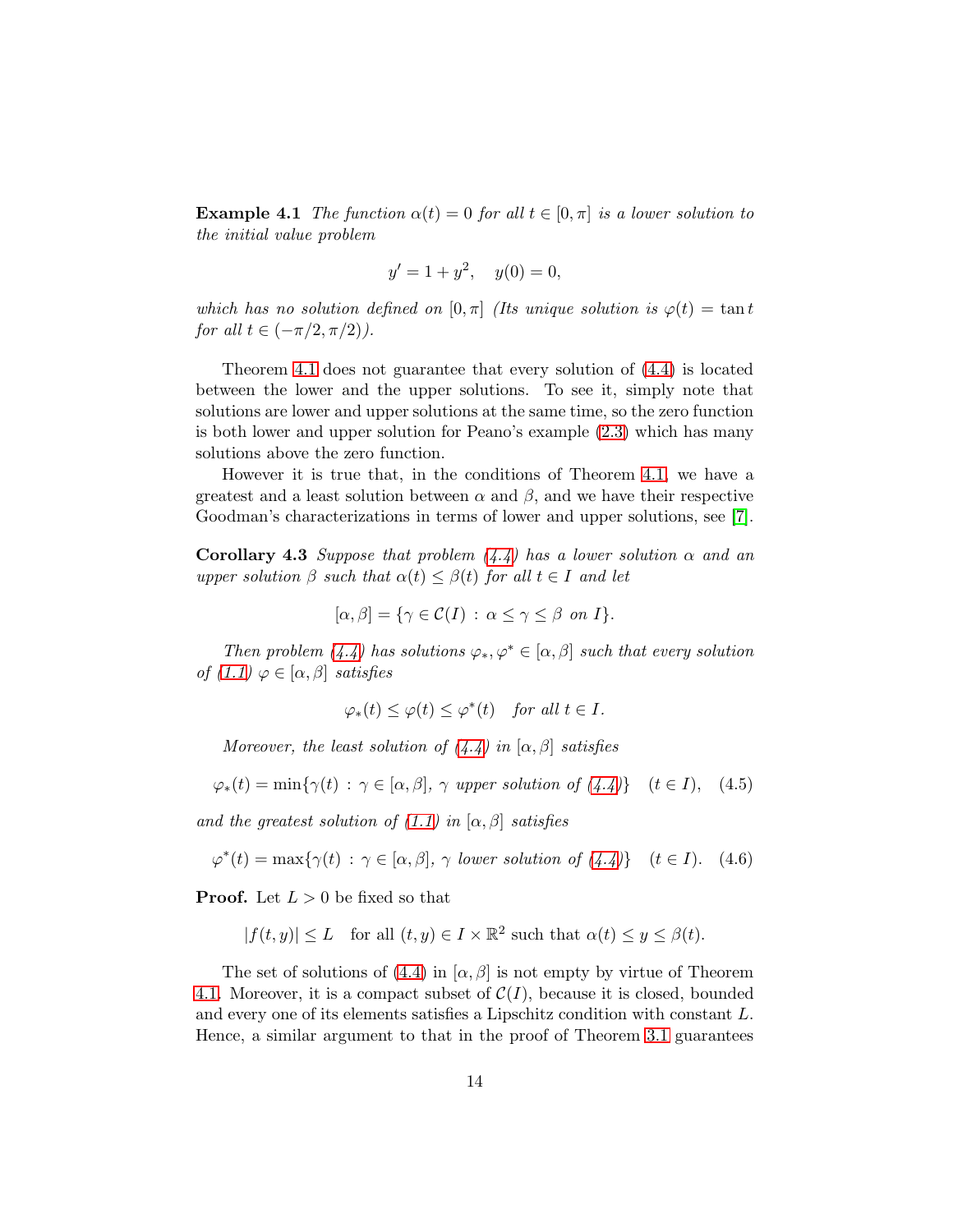**Example 4.1** *The function $\alpha(t) = 0$ for all $t \in [0, \pi]$ is a lower solution to the initial value problem*

$$y' = 1 + y^2, \quad y(0) = 0,$$

*which has no solution defined on $[0, \pi]$ (Its unique solution is $\varphi(t) = \tan t$ for all $t \in (-\pi/2, \pi/2)$).*

Theorem 4.1 does not guarantee that every solution of (4.4) is located between the lower and the upper solutions. To see it, simply note that solutions are lower and upper solutions at the same time, so the zero function is both lower and upper solution for Peano's example (2.3) which has many solutions above the zero function.

However it is true that, in the conditions of Theorem 4.1, we have a greatest and a least solution between $\alpha$ and $\beta$, and we have their respective Goodman's characterizations in terms of lower and upper solutions, see [7].

**Corollary 4.3** *Suppose that problem (4.4) has a lower solution $\alpha$ and an upper solution $\beta$ such that $\alpha(t) \le \beta(t)$ for all $t \in I$ and let*

$$[\alpha, \beta] = \{\gamma \in \mathcal{C}(I) \, : \, \alpha \le \gamma \le \beta \text{ on } I\}.$$

*Then problem (4.4) has solutions $\varphi_*, \varphi^* \in [\alpha, \beta]$ such that every solution of (1.1) $\varphi \in [\alpha, \beta]$ satisfies*

$$\varphi_*(t) \le \varphi(t) \le \varphi^*(t) \quad \text{for all } t \in I.$$

*Moreover, the least solution of (4.4) in $[\alpha, \beta]$ satisfies*

$$\varphi_*(t) = \min\{\gamma(t) \, : \, \gamma \in [\alpha, \beta], \, \gamma \text{ upper solution of (4.4)}\} \quad (t \in I), \quad (4.5)$$

*and the greatest solution of (1.1) in $[\alpha, \beta]$ satisfies*

$$\varphi^*(t) = \max\{\gamma(t) \, : \, \gamma \in [\alpha, \beta], \, \gamma \text{ lower solution of (4.4)}\} \quad (t \in I). \quad (4.6)$$

**Proof.** Let $L > 0$ be fixed so that

$$|f(t, y)| \le L \quad \text{for all } (t, y) \in I \times \mathbb{R}^2 \text{ such that } \alpha(t) \le y \le \beta(t).$$

The set of solutions of (4.4) in $[\alpha, \beta]$ is not empty by virtue of Theorem 4.1. Moreover, it is a compact subset of $\mathcal{C}(I)$, because it is closed, bounded and every one of its elements satisfies a Lipschitz condition with constant $L$. Hence, a similar argument to that in the proof of Theorem 3.1 guarantees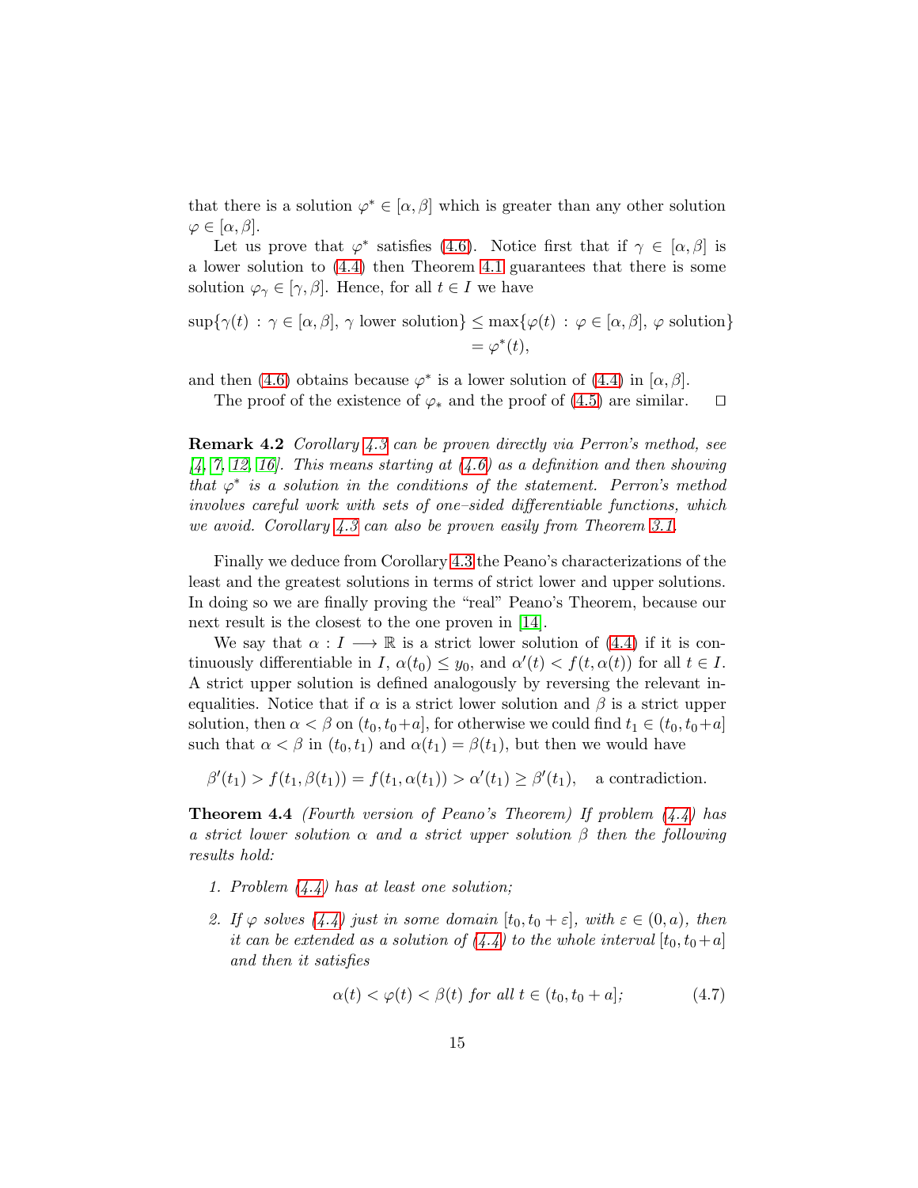that there is a solution $\varphi^* \in [\alpha, \beta]$ which is greater than any other solution $\varphi \in [\alpha, \beta]$.

Let us prove that $\varphi^*$ satisfies (4.6). Notice first that if $\gamma \in [\alpha, \beta]$ is a lower solution to (4.4) then Theorem 4.1 guarantees that there is some solution $\varphi_\gamma \in [\gamma, \beta]$. Hence, for all $t \in I$ we have

$$\sup\{\gamma(t) \, : \, \gamma \in [\alpha, \beta], \, \gamma \text{ lower solution}\} \le \max\{\varphi(t) \, : \, \varphi \in [\alpha, \beta], \, \varphi \text{ solution}\} = \varphi^*(t),$$

and then (4.6) obtains because $\varphi^*$ is a lower solution of (4.4) in $[\alpha, \beta]$.

The proof of the existence of $\varphi_*$ and the proof of (4.5) are similar. $\square$

**Remark 4.2** *Corollary 4.3 can be proven directly via Perron's method, see [4, 7, 12, 16]. This means starting at (4.6) as a definition and then showing that $\varphi^*$ is a solution in the conditions of the statement. Perron's method involves careful work with sets of one–sided differentiable functions, which we avoid. Corollary 4.3 can also be proven easily from Theorem 3.1.*

Finally we deduce from Corollary 4.3 the Peano's characterizations of the least and the greatest solutions in terms of strict lower and upper solutions. In doing so we are finally proving the "real" Peano's Theorem, because our next result is the closest to the one proven in [14].

We say that $\alpha : I \longrightarrow \mathbb{R}$ is a strict lower solution of (4.4) if it is continuously differentiable in $I$, $\alpha(t_0) \le y_0$, and $\alpha'(t) < f(t, \alpha(t))$ for all $t \in I$. A strict upper solution is defined analogously by reversing the relevant inequalities. Notice that if $\alpha$ is a strict lower solution and $\beta$ is a strict upper solution, then $\alpha < \beta$ on $(t_0, t_0+a]$, for otherwise we could find $t_1 \in (t_0, t_0+a]$ such that $\alpha < \beta$ in $(t_0, t_1)$ and $\alpha(t_1) = \beta(t_1)$, but then we would have

$$\beta'(t_1) > f(t_1, \beta(t_1)) = f(t_1, \alpha(t_1)) > \alpha'(t_1) \ge \beta'(t_1), \quad \text{a contradiction.}$$

**Theorem 4.4** *(Fourth version of Peano's Theorem) If problem (4.4) has a strict lower solution $\alpha$ and a strict upper solution $\beta$ then the following results hold:*

1. *Problem (4.4) has at least one solution;*
2. *If $\varphi$ solves (4.4) just in some domain $[t_0, t_0 + \varepsilon]$, with $\varepsilon \in (0, a)$, then it can be extended as a solution of (4.4) to the whole interval $[t_0, t_0+a]$ and then it satisfies*

$$\alpha(t) < \varphi(t) < \beta(t) \text{ for all } t \in (t_0, t_0 + a]; \tag{4.7}$$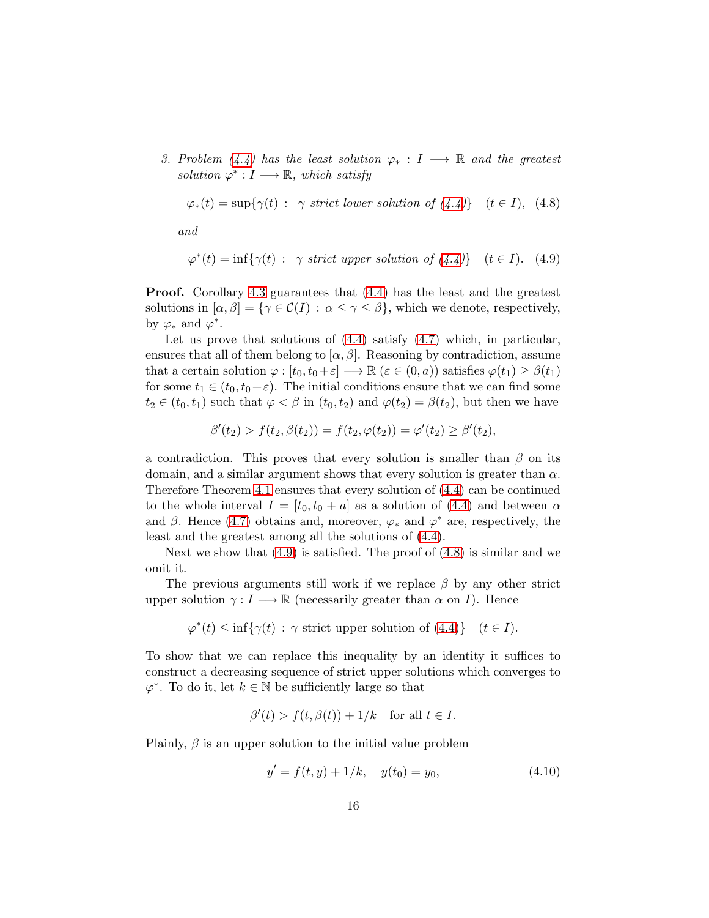3. *Problem (4.4) has the least solution $\varphi_* : I \longrightarrow \mathbb{R}$ and the greatest solution $\varphi^* : I \longrightarrow \mathbb{R}$, which satisfy*

$$\varphi_*(t) = \sup\{\gamma(t) : \ \gamma \text{ strict lower solution of (4.4)}\} \quad (t \in I), \quad (4.8)$$

*and*

$$\varphi^*(t) = \inf\{\gamma(t) : \ \gamma \text{ strict upper solution of (4.4)}\} \quad (t \in I). \quad (4.9)$$

**Proof.** Corollary 4.3 guarantees that (4.4) has the least and the greatest solutions in $[\alpha, \beta] = \{\gamma \in \mathcal{C}(I) : \alpha \leq \gamma \leq \beta\}$, which we denote, respectively, by $\varphi_*$ and $\varphi^*$.

Let us prove that solutions of (4.4) satisfy (4.7) which, in particular, ensures that all of them belong to $[\alpha, \beta]$. Reasoning by contradiction, assume that a certain solution $\varphi : [t_0, t_0+\varepsilon] \longrightarrow \mathbb{R}$ ($\varepsilon \in (0, a)$) satisfies $\varphi(t_1) \geq \beta(t_1)$ for some $t_1 \in (t_0, t_0+\varepsilon)$. The initial conditions ensure that we can find some $t_2 \in (t_0, t_1)$ such that $\varphi < \beta$ in $(t_0, t_2)$ and $\varphi(t_2) = \beta(t_2)$, but then we have

$$\beta'(t_2) > f(t_2, \beta(t_2)) = f(t_2, \varphi(t_2)) = \varphi'(t_2) \geq \beta'(t_2),$$

a contradiction. This proves that every solution is smaller than $\beta$ on its domain, and a similar argument shows that every solution is greater than $\alpha$. Therefore Theorem 4.1 ensures that every solution of (4.4) can be continued to the whole interval $I = [t_0, t_0 + a]$ as a solution of (4.4) and between $\alpha$ and $\beta$. Hence (4.7) obtains and, moreover, $\varphi_*$ and $\varphi^*$ are, respectively, the least and the greatest among all the solutions of (4.4).

Next we show that (4.9) is satisfied. The proof of (4.8) is similar and we omit it.

The previous arguments still work if we replace $\beta$ by any other strict upper solution $\gamma : I \longrightarrow \mathbb{R}$ (necessarily greater than $\alpha$ on $I$). Hence

$$\varphi^*(t) \leq \inf\{\gamma(t) : \gamma \text{ strict upper solution of (4.4)}\} \quad (t \in I).$$

To show that we can replace this inequality by an identity it suffices to construct a decreasing sequence of strict upper solutions which converges to $\varphi^*$. To do it, let $k \in \mathbb{N}$ be sufficiently large so that

$$\beta'(t) > f(t, \beta(t)) + 1/k \quad \text{for all } t \in I.$$

Plainly, $\beta$ is an upper solution to the initial value problem

$$y' = f(t, y) + 1/k, \quad y(t_0) = y_0, \quad (4.10)$$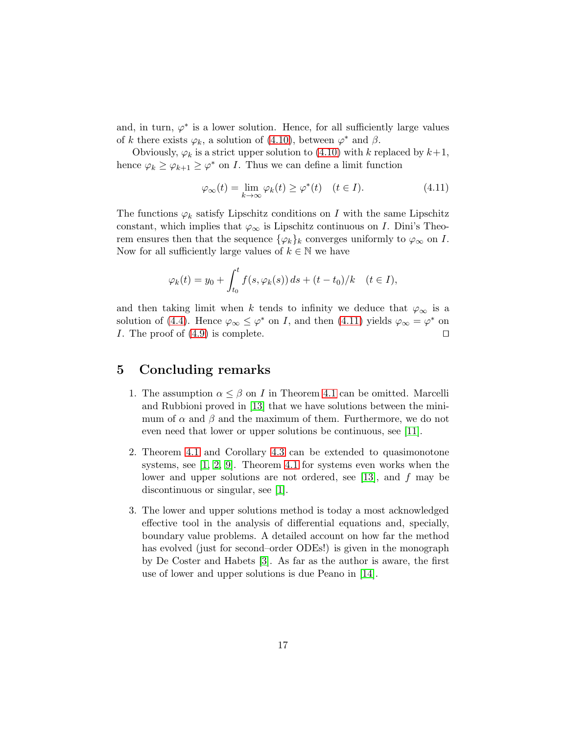and, in turn, $\varphi^*$ is a lower solution. Hence, for all sufficiently large values of $k$ there exists $\varphi_k$, a solution of (4.10), between $\varphi^*$ and $\beta$.

Obviously, $\varphi_k$ is a strict upper solution to (4.10) with $k$ replaced by $k+1$, hence $\varphi_k \geq \varphi_{k+1} \geq \varphi^*$ on $I$. Thus we can define a limit function

$$\varphi_\infty(t) = \lim_{k\to\infty} \varphi_k(t) \geq \varphi^*(t) \quad (t \in I). \tag{4.11}$$

The functions $\varphi_k$ satisfy Lipschitz conditions on $I$ with the same Lipschitz constant, which implies that $\varphi_\infty$ is Lipschitz continuous on $I$. Dini's Theorem ensures then that the sequence $\{\varphi_k\}_k$ converges uniformly to $\varphi_\infty$ on $I$. Now for all sufficiently large values of $k \in \mathbb{N}$ we have

$$\varphi_k(t) = y_0 + \int_{t_0}^{t} f(s, \varphi_k(s))\, ds + (t - t_0)/k \quad (t \in I),$$

and then taking limit when $k$ tends to infinity we deduce that $\varphi_\infty$ is a solution of (4.4). Hence $\varphi_\infty \leq \varphi^*$ on $I$, and then (4.11) yields $\varphi_\infty = \varphi^*$ on $I$. The proof of (4.9) is complete. □

## 5 Concluding remarks

1. The assumption $\alpha \leq \beta$ on $I$ in Theorem 4.1 can be omitted. Marcelli and Rubbioni proved in [13] that we have solutions between the minimum of $\alpha$ and $\beta$ and the maximum of them. Furthermore, we do not even need that lower or upper solutions be continuous, see [11].

2. Theorem 4.1 and Corollary 4.3 can be extended to quasimonotone systems, see [1, 2, 9]. Theorem 4.1 for systems even works when the lower and upper solutions are not ordered, see [13], and $f$ may be discontinuous or singular, see [1].

3. The lower and upper solutions method is today a most acknowledged effective tool in the analysis of differential equations and, specially, boundary value problems. A detailed account on how far the method has evolved (just for second–order ODEs!) is given in the monograph by De Coster and Habets [3]. As far as the author is aware, the first use of lower and upper solutions is due Peano in [14].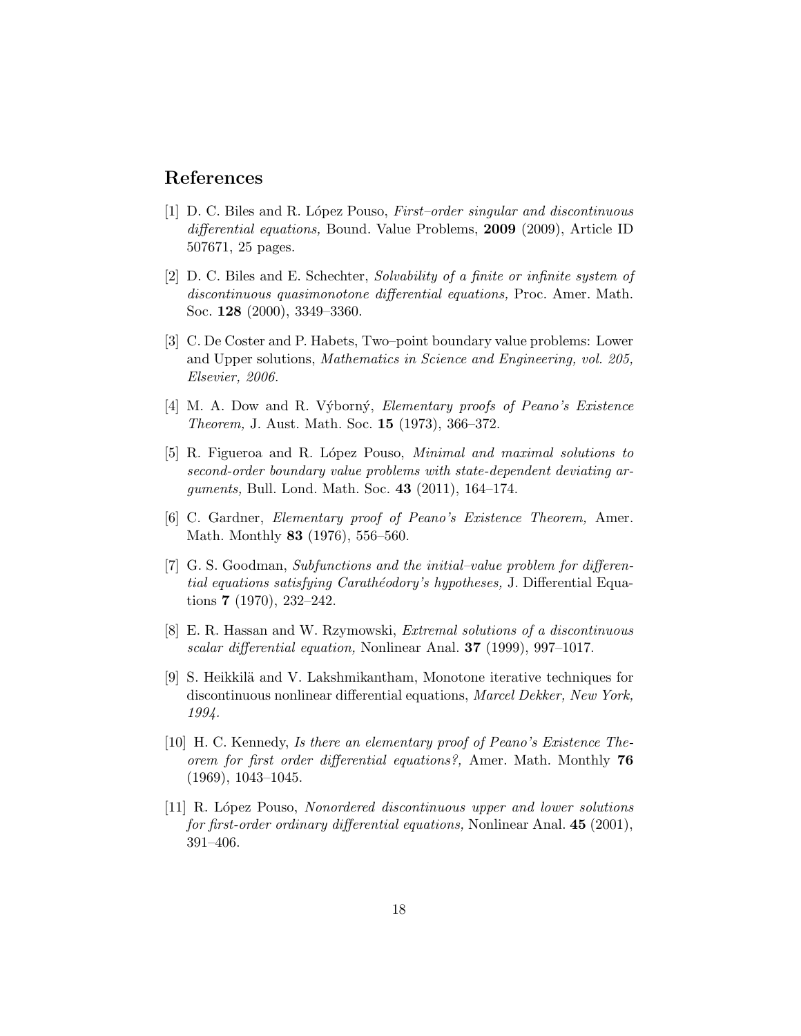## References

[1] D. C. Biles and R. López Pouso, *First–order singular and discontinuous differential equations,* Bound. Value Problems, **2009** (2009), Article ID 507671, 25 pages.

[2] D. C. Biles and E. Schechter, *Solvability of a finite or infinite system of discontinuous quasimonotone differential equations,* Proc. Amer. Math. Soc. **128** (2000), 3349–3360.

[3] C. De Coster and P. Habets, Two–point boundary value problems: Lower and Upper solutions, *Mathematics in Science and Engineering, vol. 205, Elsevier, 2006.*

[4] M. A. Dow and R. Výborný, *Elementary proofs of Peano's Existence Theorem,* J. Aust. Math. Soc. **15** (1973), 366–372.

[5] R. Figueroa and R. López Pouso, *Minimal and maximal solutions to second-order boundary value problems with state-dependent deviating arguments,* Bull. Lond. Math. Soc. **43** (2011), 164–174.

[6] C. Gardner, *Elementary proof of Peano's Existence Theorem,* Amer. Math. Monthly **83** (1976), 556–560.

[7] G. S. Goodman, *Subfunctions and the initial–value problem for differential equations satisfying Carathéodory's hypotheses,* J. Differential Equations **7** (1970), 232–242.

[8] E. R. Hassan and W. Rzymowski, *Extremal solutions of a discontinuous scalar differential equation,* Nonlinear Anal. **37** (1999), 997–1017.

[9] S. Heikkilä and V. Lakshmikantham, Monotone iterative techniques for discontinuous nonlinear differential equations, *Marcel Dekker, New York, 1994.*

[10] H. C. Kennedy, *Is there an elementary proof of Peano's Existence Theorem for first order differential equations?,* Amer. Math. Monthly **76** (1969), 1043–1045.

[11] R. López Pouso, *Nonordered discontinuous upper and lower solutions for first-order ordinary differential equations,* Nonlinear Anal. **45** (2001), 391–406.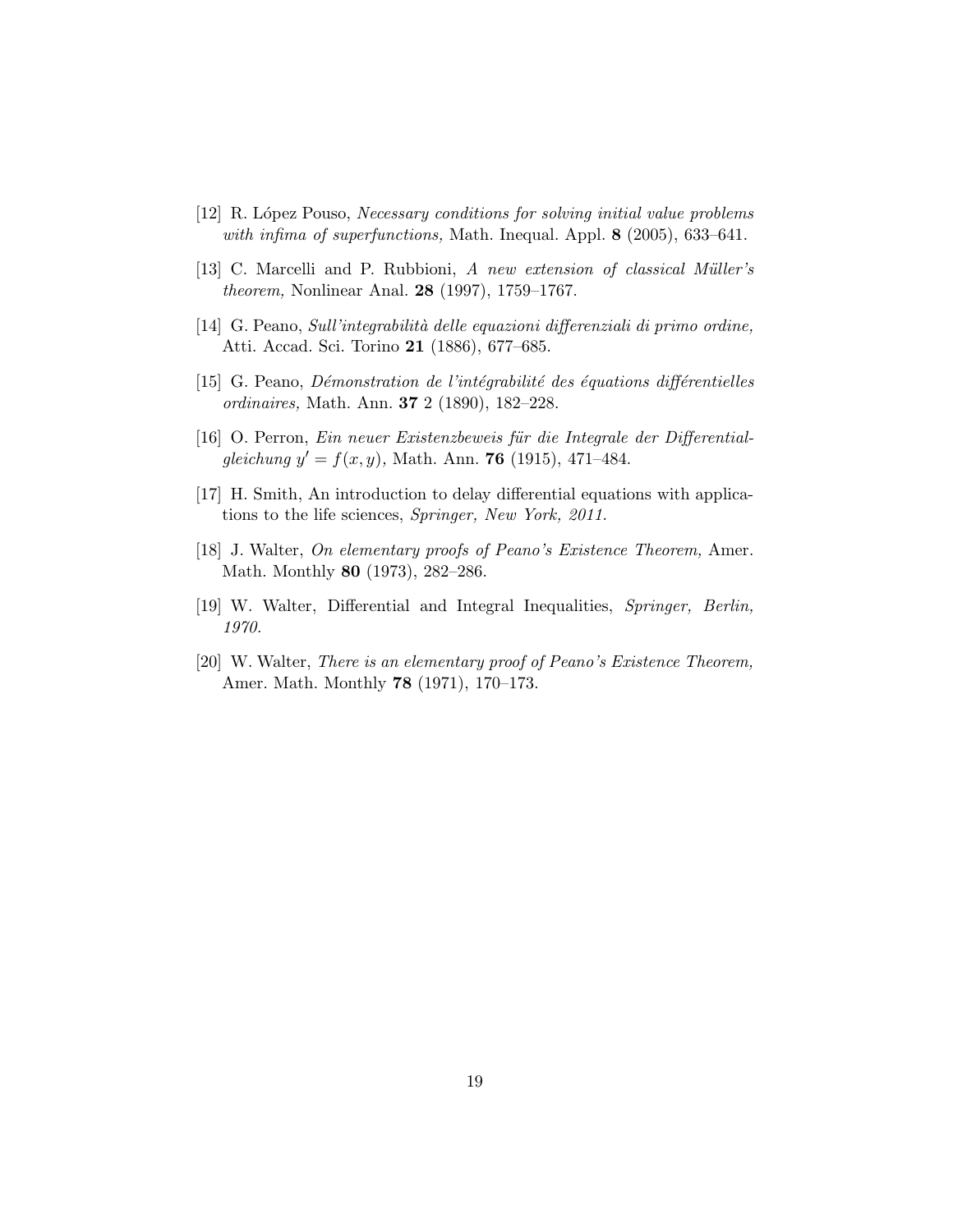[12] R. López Pouso, *Necessary conditions for solving initial value problems with infima of superfunctions,* Math. Inequal. Appl. **8** (2005), 633–641.

[13] C. Marcelli and P. Rubbioni, *A new extension of classical Müller's theorem,* Nonlinear Anal. **28** (1997), 1759–1767.

[14] G. Peano, *Sull'integrabilità delle equazioni differenziali di primo ordine,* Atti. Accad. Sci. Torino **21** (1886), 677–685.

[15] G. Peano, *Démonstration de l'intégrabilité des équations différentielles ordinaires,* Math. Ann. **37** 2 (1890), 182–228.

[16] O. Perron, *Ein neuer Existenzbeweis für die Integrale der Differentialgleichung $y' = f(x, y)$,* Math. Ann. **76** (1915), 471–484.

[17] H. Smith, An introduction to delay differential equations with applications to the life sciences, *Springer, New York, 2011.*

[18] J. Walter, *On elementary proofs of Peano's Existence Theorem,* Amer. Math. Monthly **80** (1973), 282–286.

[19] W. Walter, Differential and Integral Inequalities, *Springer, Berlin, 1970.*

[20] W. Walter, *There is an elementary proof of Peano's Existence Theorem,* Amer. Math. Monthly **78** (1971), 170–173.